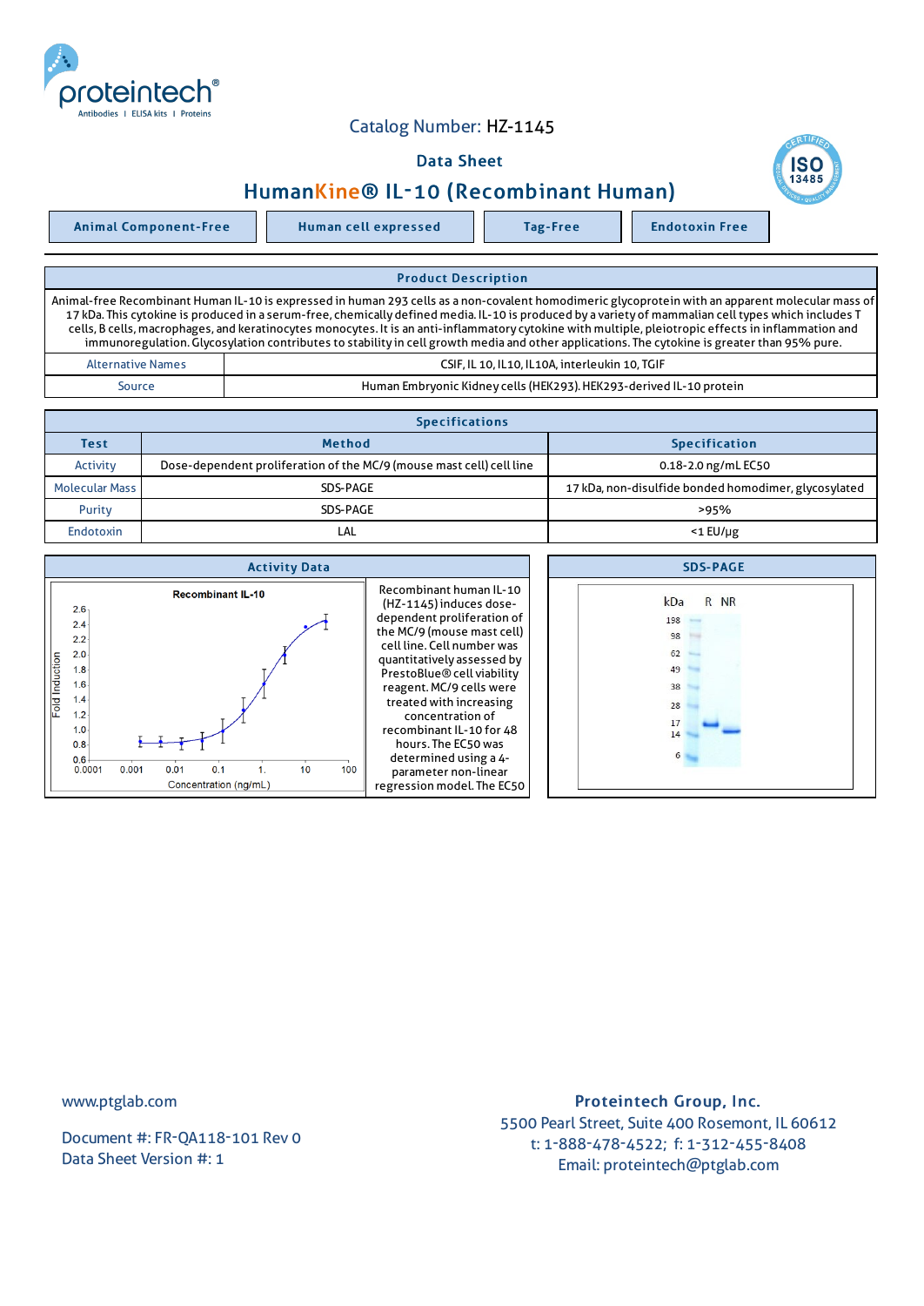Catalog Number: HZ-1145

Data Sheet

# HumanKine® IL-10 (Recombinant Human)

| Animal Component-Free | Human cell expressed | Tag-Free | Endotoxin Free |
|---|---|---|---|

## Product Description

Animal-free Recombinant Human IL-10 is expressed in human 293 cells as a non-covalent homodimeric glycoprotein with an apparent molecular mass of 17 kDa. This cytokine is produced in a serum-free, chemically defined media. IL-10 is produced by a variety of mammalian cell types which includes T cells, B cells, macrophages, and keratinocytes monocytes. It is an anti-inflammatory cytokine with multiple, pleiotropic effects in inflammation and immunoregulation. Glycosylation contributes to stability in cell growth media and other applications. The cytokine is greater than 95% pure.

| | |
|---|---|
| Alternative Names | CSIF, IL 10, IL10, IL10A, interleukin 10, TGIF |
| Source | Human Embryonic Kidney cells (HEK293). HEK293-derived IL-10 protein |

## Specifications

| Test | Method | Specification |
|---|---|---|
| Activity | Dose-dependent proliferation of the MC/9 (mouse mast cell) cell line | 0.18-2.0 ng/mL EC50 |
| Molecular Mass | SDS-PAGE | 17 kDa, non-disulfide bonded homodimer, glycosylated |
| Purity | SDS-PAGE | >95% |
| Endotoxin | LAL | <1 EU/μg |

## Activity Data

Recombinant human IL-10 (HZ-1145) induces dose-dependent proliferation of the MC/9 (mouse mast cell) cell line. Cell number was quantitatively assessed by PrestoBlue® cell viability reagent. MC/9 cells were treated with increasing concentration of recombinant IL-10 for 48 hours. The EC50 was determined using a 4-parameter non-linear regression model. The EC50

## SDS-PAGE

www.ptglab.com

Document #: FR-QA118-101 Rev 0
Data Sheet Version #: 1

**Proteintech Group, Inc.**
5500 Pearl Street, Suite 400 Rosemont, IL 60612
t: 1-888-478-4522; f: 1-312-455-8408
Email: proteintech@ptglab.com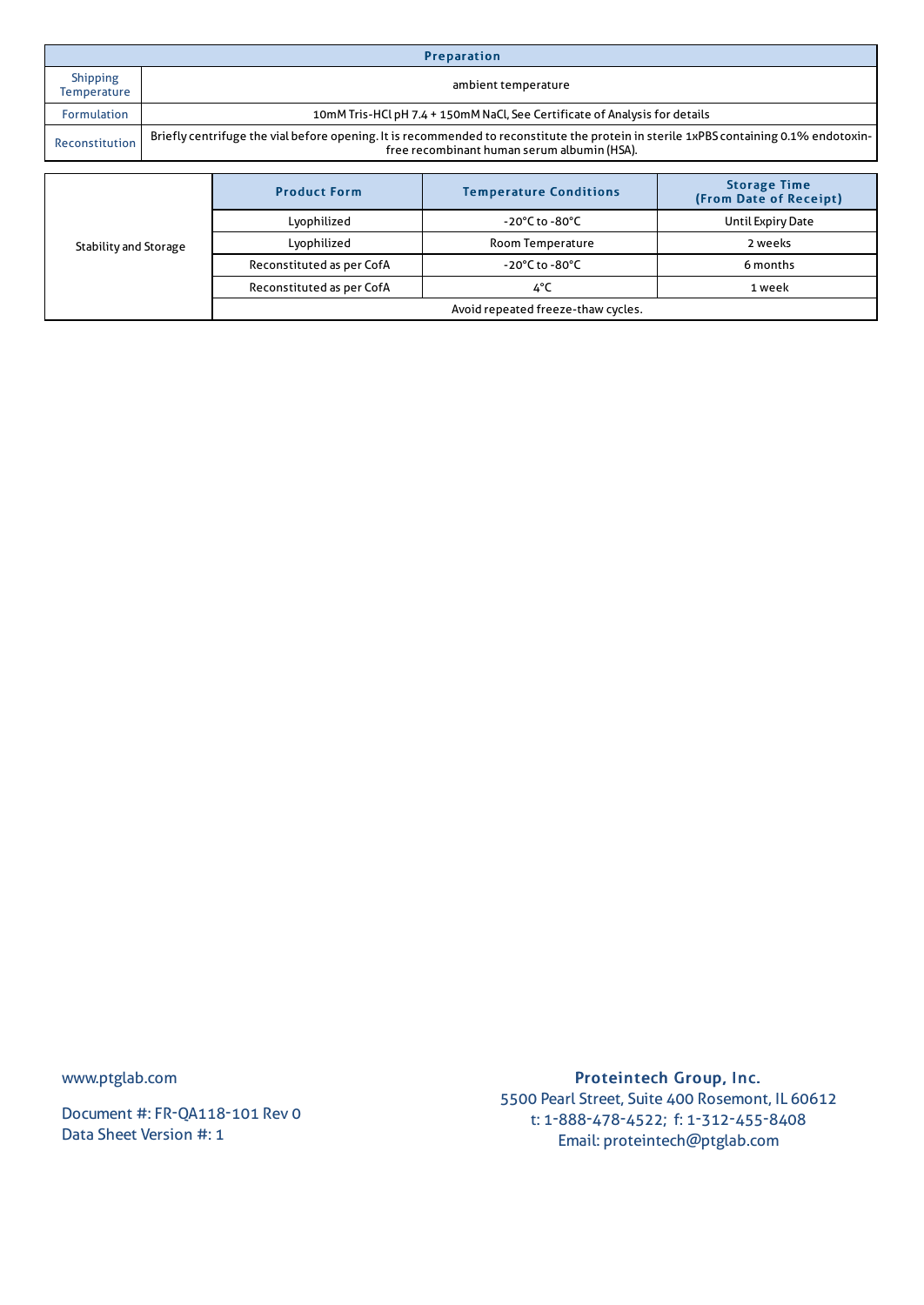| Preparation | |
|---|---|
| Shipping Temperature | ambient temperature |
| Formulation | 10mM Tris-HCl pH 7.4 + 150mM NaCl, See Certificate of Analysis for details |
| Reconstitution | Briefly centrifuge the vial before opening. It is recommended to reconstitute the protein in sterile 1xPBS containing 0.1% endotoxin-free recombinant human serum albumin (HSA). |

| | Product Form | Temperature Conditions | Storage Time (From Date of Receipt) |
|---|---|---|---|
| Stability and Storage | Lyophilized | -20°C to -80°C | Until Expiry Date |
| | Lyophilized | Room Temperature | 2 weeks |
| | Reconstituted as per CofA | -20°C to -80°C | 6 months |
| | Reconstituted as per CofA | 4°C | 1 week |
| | Avoid repeated freeze-thaw cycles. | | |

www.ptglab.com

Document #: FR-QA118-101 Rev 0
Data Sheet Version #: 1

**Proteintech Group, Inc.**
5500 Pearl Street, Suite 400 Rosemont, IL 60612
t: 1-888-478-4522; f: 1-312-455-8408
Email: proteintech@ptglab.com